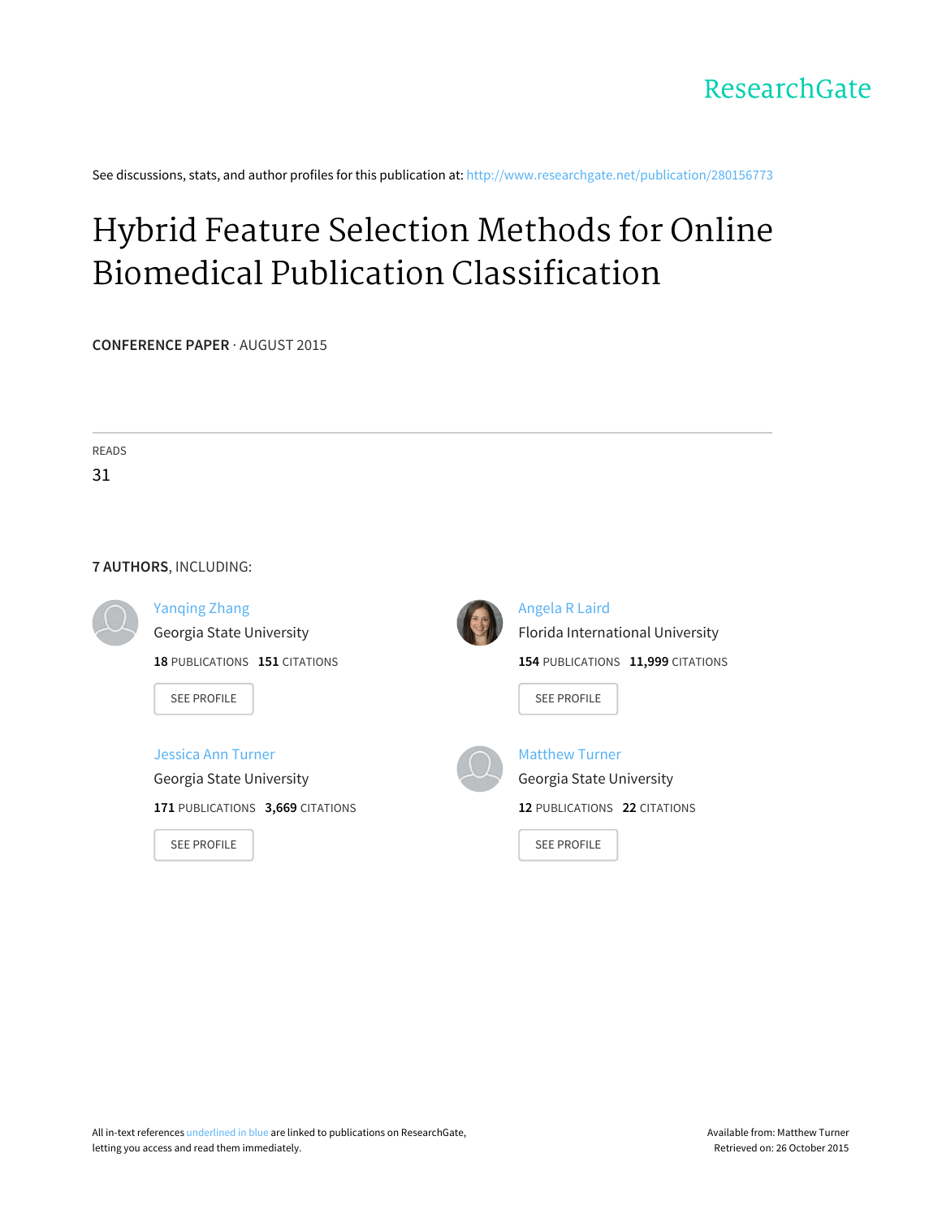ResearchGate

See discussions, stats, and author profiles for this publication at: http://www.researchgate.net/publication/280156773

# Hybrid Feature Selection Methods for Online Biomedical Publication Classification

**CONFERENCE PAPER** · AUGUST 2015

READS

31

**7 AUTHORS**, INCLUDING:

Yanqing Zhang
Georgia State University
**18** PUBLICATIONS **151** CITATIONS

SEE PROFILE

Angela R Laird
Florida International University
**154** PUBLICATIONS **11,999** CITATIONS

SEE PROFILE

Jessica Ann Turner
Georgia State University
**171** PUBLICATIONS **3,669** CITATIONS

SEE PROFILE

Matthew Turner
Georgia State University
**12** PUBLICATIONS **22** CITATIONS

SEE PROFILE

All in-text references underlined in blue are linked to publications on ResearchGate, letting you access and read them immediately.

Available from: Matthew Turner
Retrieved on: 26 October 2015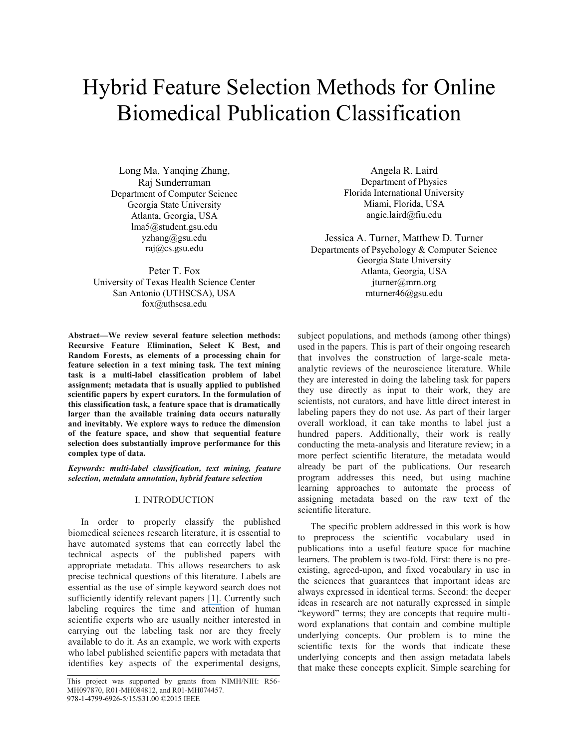// Hybrid Feature Selection Methods for Online Biomedical Publication Classification

Long Ma, Yanqing Zhang, Raj Sunderraman
Department of Computer Science
Georgia State University
Atlanta, Georgia, USA
lma5@student.gsu.edu
yzhang@gsu.edu
raj@cs.gsu.edu

Angela R. Laird
Department of Physics
Florida International University
Miami, Florida, USA
angie.laird@fiu.edu

Peter T. Fox
University of Texas Health Science Center
San Antonio (UTHSCSA), USA
fox@uthscsa.edu

Jessica A. Turner, Matthew D. Turner
Departments of Psychology & Computer Science
Georgia State University
Atlanta, Georgia, USA
jturner@mrn.org
mturner46@gsu.edu

**Abstract—We review several feature selection methods: Recursive Feature Elimination, Select K Best, and Random Forests, as elements of a processing chain for feature selection in a text mining task. The text mining task is a multi-label classification problem of label assignment; metadata that is usually applied to published scientific papers by expert curators. In the formulation of this classification task, a feature space that is dramatically larger than the available training data occurs naturally and inevitably. We explore ways to reduce the dimension of the feature space, and show that sequential feature selection does substantially improve performance for this complex type of data.**

***Keywords: multi-label classification, text mining, feature selection, metadata annotation, hybrid feature selection***

## I. INTRODUCTION

In order to properly classify the published biomedical sciences research literature, it is essential to have automated systems that can correctly label the technical aspects of the published papers with appropriate metadata. This allows researchers to ask precise technical questions of this literature. Labels are essential as the use of simple keyword search does not sufficiently identify relevant papers [1]. Currently such labeling requires the time and attention of human scientific experts who are usually neither interested in carrying out the labeling task nor are they freely available to do it. As an example, we work with experts who label published scientific papers with metadata that identifies key aspects of the experimental designs, subject populations, and methods (among other things) used in the papers. This is part of their ongoing research that involves the construction of large-scale meta-analytic reviews of the neuroscience literature. While they are interested in doing the labeling task for papers they use directly as input to their work, they are scientists, not curators, and have little direct interest in labeling papers they do not use. As part of their larger overall workload, it can take months to label just a hundred papers. Additionally, their work is really conducting the meta-analysis and literature review; in a more perfect scientific literature, the metadata would already be part of the publications. Our research program addresses this need, but using machine learning approaches to automate the process of assigning metadata based on the raw text of the scientific literature.

The specific problem addressed in this work is how to preprocess the scientific vocabulary used in publications into a useful feature space for machine learners. The problem is two-fold. First: there is no pre-existing, agreed-upon, and fixed vocabulary in use in the sciences that guarantees that important ideas are always expressed in identical terms. Second: the deeper ideas in research are not naturally expressed in simple "keyword" terms; they are concepts that require multi-word explanations that contain and combine multiple underlying concepts. Our problem is to mine the scientific texts for the words that indicate these underlying concepts and then assign metadata labels that make these concepts explicit. Simple searching for

This project was supported by grants from NIMH/NIH: R56-MH097870, R01-MH084812, and R01-MH074457.
978-1-4799-6926-5/15/$31.00 ©2015 IEEE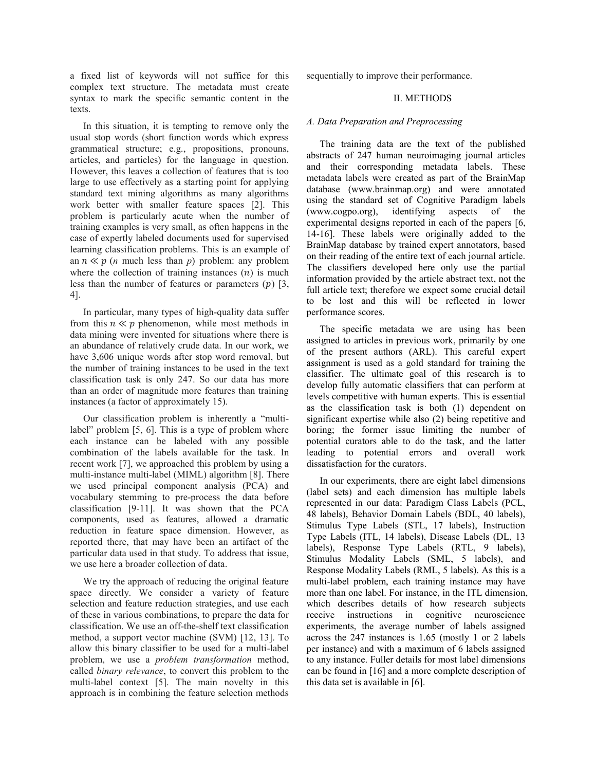a fixed list of keywords will not suffice for this complex text structure. The metadata must create syntax to mark the specific semantic content in the texts.

In this situation, it is tempting to remove only the usual stop words (short function words which express grammatical structure; e.g., propositions, pronouns, articles, and particles) for the language in question. However, this leaves a collection of features that is too large to use effectively as a starting point for applying standard text mining algorithms as many algorithms work better with smaller feature spaces [2]. This problem is particularly acute when the number of training examples is very small, as often happens in the case of expertly labeled documents used for supervised learning classification problems. This is an example of an $n \ll p$ ($n$ much less than $p$) problem: any problem where the collection of training instances ($n$) is much less than the number of features or parameters ($p$) [3, 4].

In particular, many types of high-quality data suffer from this $n \ll p$ phenomenon, while most methods in data mining were invented for situations where there is an abundance of relatively crude data. In our work, we have 3,606 unique words after stop word removal, but the number of training instances to be used in the text classification task is only 247. So our data has more than an order of magnitude more features than training instances (a factor of approximately 15).

Our classification problem is inherently a "multi-label" problem [5, 6]. This is a type of problem where each instance can be labeled with any possible combination of the labels available for the task. In recent work [7], we approached this problem by using a multi-instance multi-label (MIML) algorithm [8]. There we used principal component analysis (PCA) and vocabulary stemming to pre-process the data before classification [9-11]. It was shown that the PCA components, used as features, allowed a dramatic reduction in feature space dimension. However, as reported there, that may have been an artifact of the particular data used in that study. To address that issue, we use here a broader collection of data.

We try the approach of reducing the original feature space directly. We consider a variety of feature selection and feature reduction strategies, and use each of these in various combinations, to prepare the data for classification. We use an off-the-shelf text classification method, a support vector machine (SVM) [12, 13]. To allow this binary classifier to be used for a multi-label problem, we use a *problem transformation* method, called *binary relevance*, to convert this problem to the multi-label context [5]. The main novelty in this approach is in combining the feature selection methods sequentially to improve their performance.

## II. METHODS

### *A. Data Preparation and Preprocessing*

The training data are the text of the published abstracts of 247 human neuroimaging journal articles and their corresponding metadata labels. These metadata labels were created as part of the BrainMap database (www.brainmap.org) and were annotated using the standard set of Cognitive Paradigm labels (www.cogpo.org), identifying aspects of the experimental designs reported in each of the papers [6, 14-16]. These labels were originally added to the BrainMap database by trained expert annotators, based on their reading of the entire text of each journal article. The classifiers developed here only use the partial information provided by the article abstract text, not the full article text; therefore we expect some crucial detail to be lost and this will be reflected in lower performance scores.

The specific metadata we are using has been assigned to articles in previous work, primarily by one of the present authors (ARL). This careful expert assignment is used as a gold standard for training the classifier. The ultimate goal of this research is to develop fully automatic classifiers that can perform at levels competitive with human experts. This is essential as the classification task is both (1) dependent on significant expertise while also (2) being repetitive and boring; the former issue limiting the number of potential curators able to do the task, and the latter leading to potential errors and overall work dissatisfaction for the curators.

In our experiments, there are eight label dimensions (label sets) and each dimension has multiple labels represented in our data: Paradigm Class Labels (PCL, 48 labels), Behavior Domain Labels (BDL, 40 labels), Stimulus Type Labels (STL, 17 labels), Instruction Type Labels (ITL, 14 labels), Disease Labels (DL, 13 labels), Response Type Labels (RTL, 9 labels), Stimulus Modality Labels (SML, 5 labels), and Response Modality Labels (RML, 5 labels). As this is a multi-label problem, each training instance may have more than one label. For instance, in the ITL dimension, which describes details of how research subjects receive instructions in cognitive neuroscience experiments, the average number of labels assigned across the 247 instances is 1.65 (mostly 1 or 2 labels per instance) and with a maximum of 6 labels assigned to any instance. Fuller details for most label dimensions can be found in [16] and a more complete description of this data set is available in [6].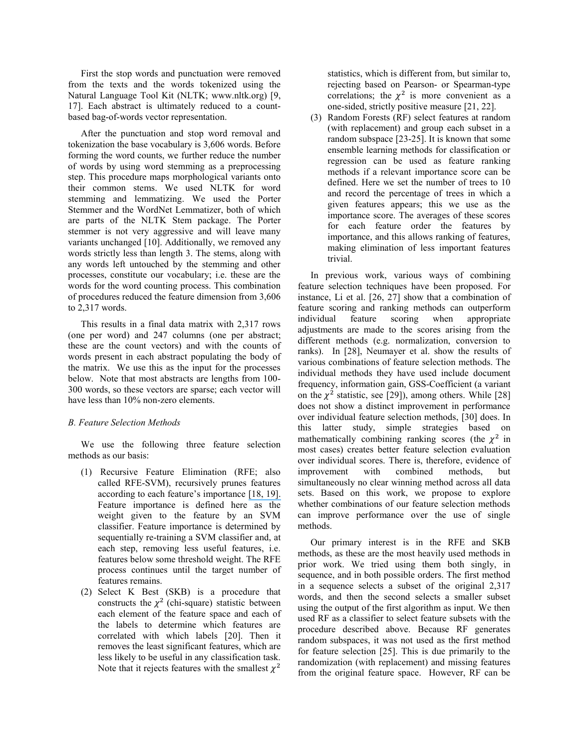First the stop words and punctuation were removed from the texts and the words tokenized using the Natural Language Tool Kit (NLTK; www.nltk.org) [9, 17]. Each abstract is ultimately reduced to a count-based bag-of-words vector representation.

After the punctuation and stop word removal and tokenization the base vocabulary is 3,606 words. Before forming the word counts, we further reduce the number of words by using word stemming as a preprocessing step. This procedure maps morphological variants onto their common stems. We used NLTK for word stemming and lemmatizing. We used the Porter Stemmer and the WordNet Lemmatizer, both of which are parts of the NLTK Stem package. The Porter stemmer is not very aggressive and will leave many variants unchanged [10]. Additionally, we removed any words strictly less than length 3. The stems, along with any words left untouched by the stemming and other processes, constitute our vocabulary; i.e. these are the words for the word counting process. This combination of procedures reduced the feature dimension from 3,606 to 2,317 words.

This results in a final data matrix with 2,317 rows (one per word) and 247 columns (one per abstract; these are the count vectors) and with the counts of words present in each abstract populating the body of the matrix. We use this as the input for the processes below. Note that most abstracts are lengths from 100-300 words, so these vectors are sparse; each vector will have less than 10% non-zero elements.

*B. Feature Selection Methods*

We use the following three feature selection methods as our basis:

(1) Recursive Feature Elimination (RFE; also called RFE-SVM), recursively prunes features according to each feature's importance [18, 19]. Feature importance is defined here as the weight given to the feature by an SVM classifier. Feature importance is determined by sequentially re-training a SVM classifier and, at each step, removing less useful features, i.e. features below some threshold weight. The RFE process continues until the target number of features remains.

(2) Select K Best (SKB) is a procedure that constructs the $\chi^2$ (chi-square) statistic between each element of the feature space and each of the labels to determine which features are correlated with which labels [20]. Then it removes the least significant features, which are less likely to be useful in any classification task. Note that it rejects features with the smallest $\chi^2$ statistics, which is different from, but similar to, rejecting based on Pearson- or Spearman-type correlations; the $\chi^2$ is more convenient as a one-sided, strictly positive measure [21, 22].

(3) Random Forests (RF) select features at random (with replacement) and group each subset in a random subspace [23-25]. It is known that some ensemble learning methods for classification or regression can be used as feature ranking methods if a relevant importance score can be defined. Here we set the number of trees to 10 and record the percentage of trees in which a given features appears; this we use as the importance score. The averages of these scores for each feature order the features by importance, and this allows ranking of features, making elimination of less important features trivial.

In previous work, various ways of combining feature selection techniques have been proposed. For instance, Li et al. [26, 27] show that a combination of feature scoring and ranking methods can outperform individual feature scoring when appropriate adjustments are made to the scores arising from the different methods (e.g. normalization, conversion to ranks). In [28], Neumayer et al. show the results of various combinations of feature selection methods. The individual methods they have used include document frequency, information gain, GSS-Coefficient (a variant on the $\chi^2$ statistic, see [29]), among others. While [28] does not show a distinct improvement in performance over individual feature selection methods, [30] does. In this latter study, simple strategies based on mathematically combining ranking scores (the $\chi^2$ in most cases) creates better feature selection evaluation over individual scores. There is, therefore, evidence of improvement with combined methods, but simultaneously no clear winning method across all data sets. Based on this work, we propose to explore whether combinations of our feature selection methods can improve performance over the use of single methods.

Our primary interest is in the RFE and SKB methods, as these are the most heavily used methods in prior work. We tried using them both singly, in sequence, and in both possible orders. The first method in a sequence selects a subset of the original 2,317 words, and then the second selects a smaller subset using the output of the first algorithm as input. We then used RF as a classifier to select feature subsets with the procedure described above. Because RF generates random subspaces, it was not used as the first method for feature selection [25]. This is due primarily to the randomization (with replacement) and missing features from the original feature space. However, RF can be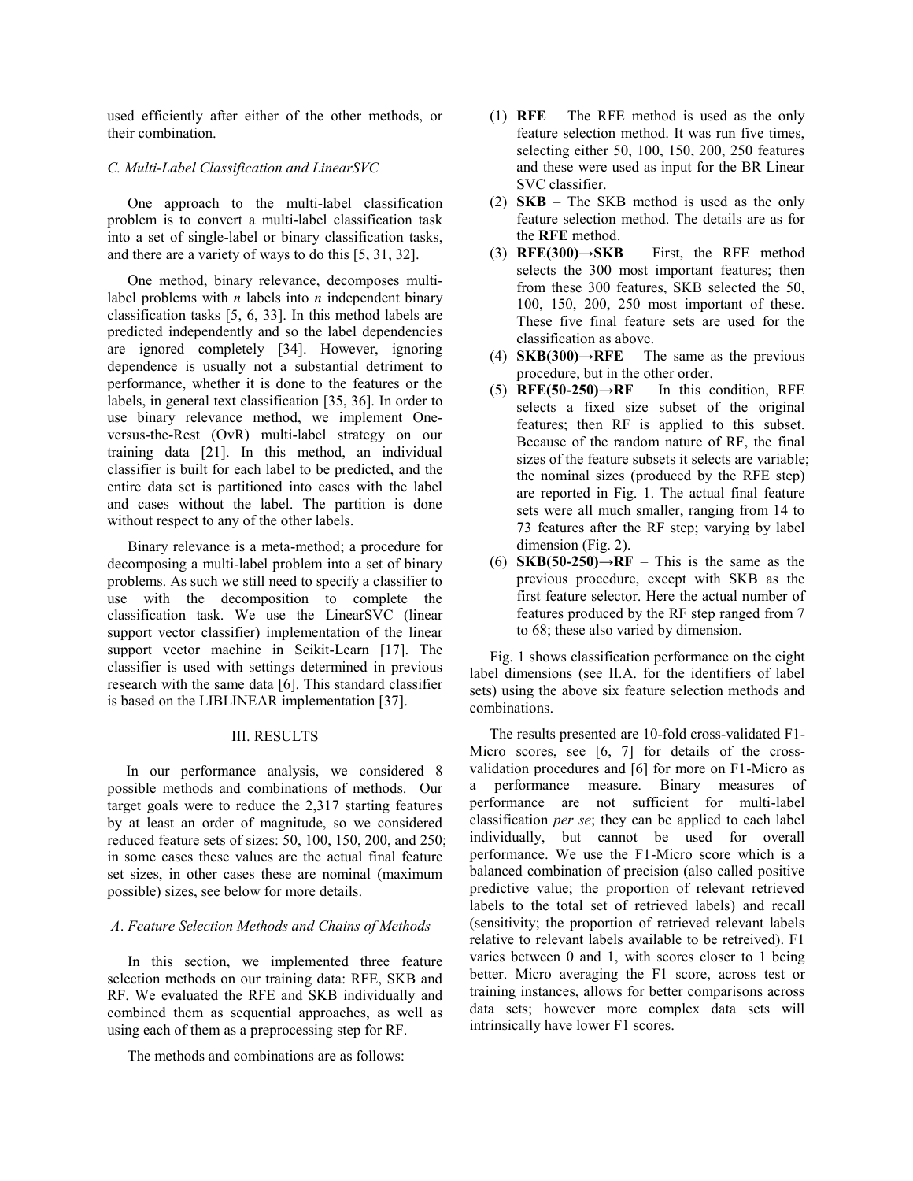used efficiently after either of the other methods, or their combination.

### *C. Multi-Label Classification and LinearSVC*

One approach to the multi-label classification problem is to convert a multi-label classification task into a set of single-label or binary classification tasks, and there are a variety of ways to do this [5, 31, 32].

One method, binary relevance, decomposes multi-label problems with *n* labels into *n* independent binary classification tasks [5, 6, 33]. In this method labels are predicted independently and so the label dependencies are ignored completely [34]. However, ignoring dependence is usually not a substantial detriment to performance, whether it is done to the features or the labels, in general text classification [35, 36]. In order to use binary relevance method, we implement One-versus-the-Rest (OvR) multi-label strategy on our training data [21]. In this method, an individual classifier is built for each label to be predicted, and the entire data set is partitioned into cases with the label and cases without the label. The partition is done without respect to any of the other labels.

Binary relevance is a meta-method; a procedure for decomposing a multi-label problem into a set of binary problems. As such we still need to specify a classifier to use with the decomposition to complete the classification task. We use the LinearSVC (linear support vector classifier) implementation of the linear support vector machine in Scikit-Learn [17]. The classifier is used with settings determined in previous research with the same data [6]. This standard classifier is based on the LIBLINEAR implementation [37].

## III. RESULTS

In our performance analysis, we considered 8 possible methods and combinations of methods. Our target goals were to reduce the 2,317 starting features by at least an order of magnitude, so we considered reduced feature sets of sizes: 50, 100, 150, 200, and 250; in some cases these values are the actual final feature set sizes, in other cases these are nominal (maximum possible) sizes, see below for more details.

### *A. Feature Selection Methods and Chains of Methods*

In this section, we implemented three feature selection methods on our training data: RFE, SKB and RF. We evaluated the RFE and SKB individually and combined them as sequential approaches, as well as using each of them as a preprocessing step for RF.

The methods and combinations are as follows:

1. **RFE** – The RFE method is used as the only feature selection method. It was run five times, selecting either 50, 100, 150, 200, 250 features and these were used as input for the BR Linear SVC classifier.
2. **SKB** – The SKB method is used as the only feature selection method. The details are as for the **RFE** method.
3. **RFE(300)→SKB** – First, the RFE method selects the 300 most important features; then from these 300 features, SKB selected the 50, 100, 150, 200, 250 most important of these. These five final feature sets are used for the classification as above.
4. **SKB(300)→RFE** – The same as the previous procedure, but in the other order.
5. **RFE(50-250)→RF** – In this condition, RFE selects a fixed size subset of the original features; then RF is applied to this subset. Because of the random nature of RF, the final sizes of the feature subsets it selects are variable; the nominal sizes (produced by the RFE step) are reported in Fig. 1. The actual final feature sets were all much smaller, ranging from 14 to 73 features after the RF step; varying by label dimension (Fig. 2).
6. **SKB(50-250)→RF** – This is the same as the previous procedure, except with SKB as the first feature selector. Here the actual number of features produced by the RF step ranged from 7 to 68; these also varied by dimension.

Fig. 1 shows classification performance on the eight label dimensions (see II.A. for the identifiers of label sets) using the above six feature selection methods and combinations.

The results presented are 10-fold cross-validated F1-Micro scores, see [6, 7] for details of the cross-validation procedures and [6] for more on F1-Micro as a performance measure. Binary measures of performance are not sufficient for multi-label classification *per se*; they can be applied to each label individually, but cannot be used for overall performance. We use the F1-Micro score which is a balanced combination of precision (also called positive predictive value; the proportion of relevant retrieved labels to the total set of retrieved labels) and recall (sensitivity; the proportion of retrieved relevant labels relative to relevant labels available to be retreived). F1 varies between 0 and 1, with scores closer to 1 being better. Micro averaging the F1 score, across test or training instances, allows for better comparisons across data sets; however more complex data sets will intrinsically have lower F1 scores.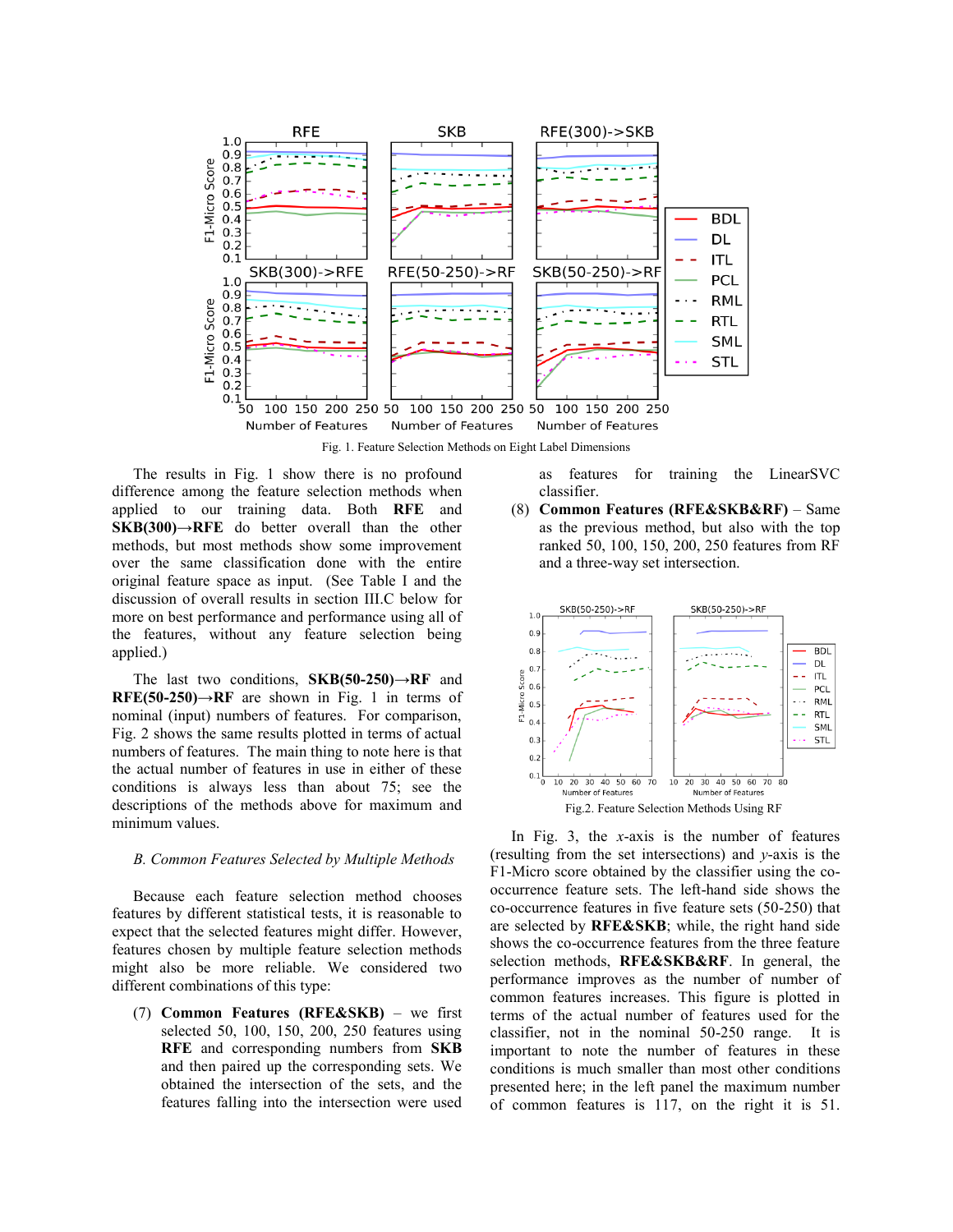Fig. 1. Feature Selection Methods on Eight Label Dimensions

The results in Fig. 1 show there is no profound difference among the feature selection methods when applied to our training data. Both **RFE** and **SKB(300)→RFE** do better overall than the other methods, but most methods show some improvement over the same classification done with the entire original feature space as input. (See Table I and the discussion of overall results in section III.C below for more on best performance and performance using all of the features, without any feature selection being applied.)

The last two conditions, **SKB(50-250)→RF** and **RFE(50-250)→RF** are shown in Fig. 1 in terms of nominal (input) numbers of features. For comparison, Fig. 2 shows the same results plotted in terms of actual numbers of features. The main thing to note here is that the actual number of features in use in either of these conditions is always less than about 75; see the descriptions of the methods above for maximum and minimum values.

### *B. Common Features Selected by Multiple Methods*

Because each feature selection method chooses features by different statistical tests, it is reasonable to expect that the selected features might differ. However, features chosen by multiple feature selection methods might also be more reliable. We considered two different combinations of this type:

(7) **Common Features (RFE&SKB)** – we first selected 50, 100, 150, 200, 250 features using **RFE** and corresponding numbers from **SKB** and then paired up the corresponding sets. We obtained the intersection of the sets, and the features falling into the intersection were used as features for training the LinearSVC classifier.

(8) **Common Features (RFE&SKB&RF)** – Same as the previous method, but also with the top ranked 50, 100, 150, 200, 250 features from RF and a three-way set intersection.

Fig.2. Feature Selection Methods Using RF

In Fig. 3, the *x*-axis is the number of features (resulting from the set intersections) and *y*-axis is the F1-Micro score obtained by the classifier using the co-occurrence feature sets. The left-hand side shows the co-occurrence features in five feature sets (50-250) that are selected by **RFE&SKB**; while, the right hand side shows the co-occurrence features from the three feature selection methods, **RFE&SKB&RF**. In general, the performance improves as the number of number of common features increases. This figure is plotted in terms of the actual number of features used for the classifier, not in the nominal 50-250 range. It is important to note the number of features in these conditions is much smaller than most other conditions presented here; in the left panel the maximum number of common features is 117, on the right it is 51.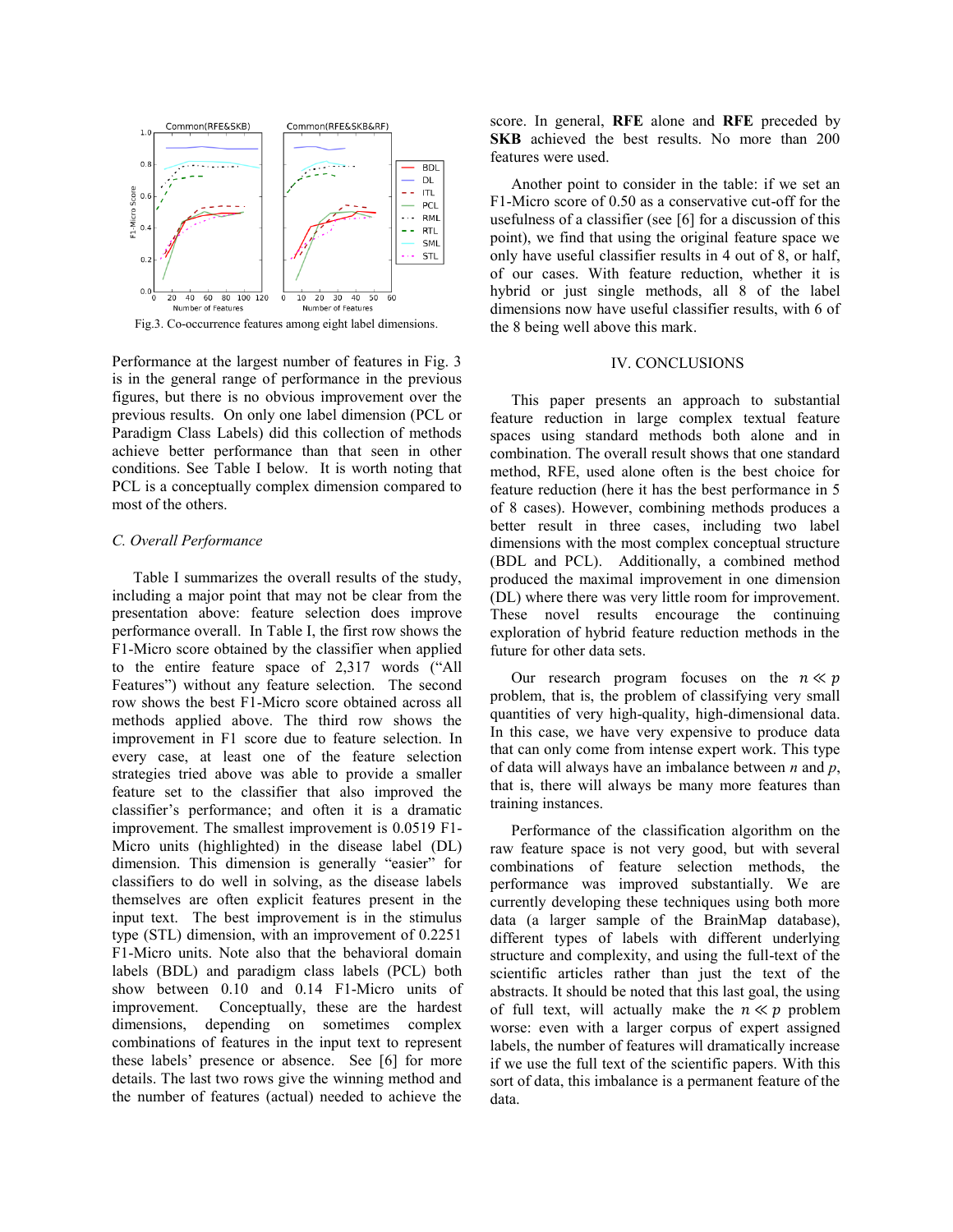Fig.3. Co-occurrence features among eight label dimensions.

Performance at the largest number of features in Fig. 3 is in the general range of performance in the previous figures, but there is no obvious improvement over the previous results. On only one label dimension (PCL or Paradigm Class Labels) did this collection of methods achieve better performance than that seen in other conditions. See Table I below. It is worth noting that PCL is a conceptually complex dimension compared to most of the others.

### C. Overall Performance

Table I summarizes the overall results of the study, including a major point that may not be clear from the presentation above: feature selection does improve performance overall. In Table I, the first row shows the F1-Micro score obtained by the classifier when applied to the entire feature space of 2,317 words ("All Features") without any feature selection. The second row shows the best F1-Micro score obtained across all methods applied above. The third row shows the improvement in F1 score due to feature selection. In every case, at least one of the feature selection strategies tried above was able to provide a smaller feature set to the classifier that also improved the classifier's performance; and often it is a dramatic improvement. The smallest improvement is 0.0519 F1-Micro units (highlighted) in the disease label (DL) dimension. This dimension is generally "easier" for classifiers to do well in solving, as the disease labels themselves are often explicit features present in the input text. The best improvement is in the stimulus type (STL) dimension, with an improvement of 0.2251 F1-Micro units. Note also that the behavioral domain labels (BDL) and paradigm class labels (PCL) both show between 0.10 and 0.14 F1-Micro units of improvement. Conceptually, these are the hardest dimensions, depending on sometimes complex combinations of features in the input text to represent these labels' presence or absence. See [6] for more details. The last two rows give the winning method and the number of features (actual) needed to achieve the score. In general, **RFE** alone and **RFE** preceded by **SKB** achieved the best results. No more than 200 features were used.

Another point to consider in the table: if we set an F1-Micro score of 0.50 as a conservative cut-off for the usefulness of a classifier (see [6] for a discussion of this point), we find that using the original feature space we only have useful classifier results in 4 out of 8, or half, of our cases. With feature reduction, whether it is hybrid or just single methods, all 8 of the label dimensions now have useful classifier results, with 6 of the 8 being well above this mark.

## IV. CONCLUSIONS

This paper presents an approach to substantial feature reduction in large complex textual feature spaces using standard methods both alone and in combination. The overall result shows that one standard method, RFE, used alone often is the best choice for feature reduction (here it has the best performance in 5 of 8 cases). However, combining methods produces a better result in three cases, including two label dimensions with the most complex conceptual structure (BDL and PCL). Additionally, a combined method produced the maximal improvement in one dimension (DL) where there was very little room for improvement. These novel results encourage the continuing exploration of hybrid feature reduction methods in the future for other data sets.

Our research program focuses on the $n \ll p$ problem, that is, the problem of classifying very small quantities of very high-quality, high-dimensional data. In this case, we have very expensive to produce data that can only come from intense expert work. This type of data will always have an imbalance between $n$ and $p$, that is, there will always be many more features than training instances.

Performance of the classification algorithm on the raw feature space is not very good, but with several combinations of feature selection methods, the performance was improved substantially. We are currently developing these techniques using both more data (a larger sample of the BrainMap database), different types of labels with different underlying structure and complexity, and using the full-text of the scientific articles rather than just the text of the abstracts. It should be noted that this last goal, the using of full text, will actually make the $n \ll p$ problem worse: even with a larger corpus of expert assigned labels, the number of features will dramatically increase if we use the full text of the scientific papers. With this sort of data, this imbalance is a permanent feature of the data.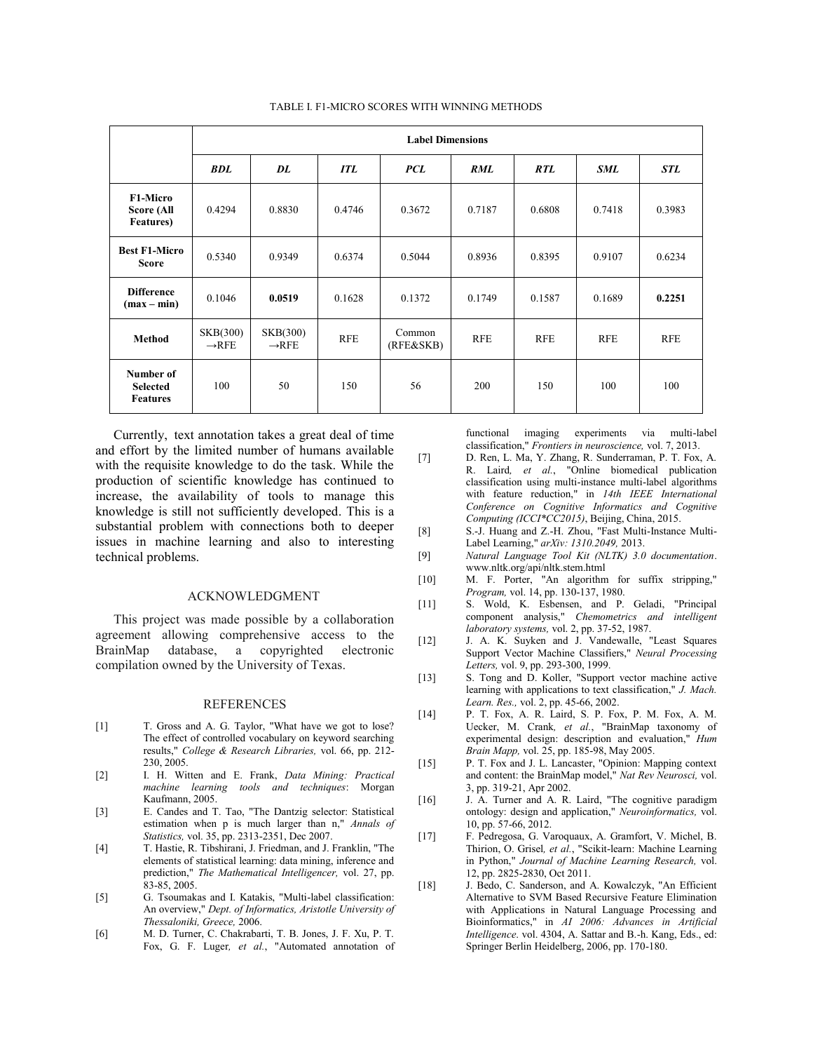TABLE I. F1-MICRO SCORES WITH WINNING METHODS

| | Label Dimensions | | | | | | | |
|---|---|---|---|---|---|---|---|---|
| | ***BDL*** | ***DL*** | ***ITL*** | ***PCL*** | ***RML*** | ***RTL*** | ***SML*** | ***STL*** |
| **F1-Micro Score (All Features)** | 0.4294 | 0.8830 | 0.4746 | 0.3672 | 0.7187 | 0.6808 | 0.7418 | 0.3983 |
| **Best F1-Micro Score** | 0.5340 | 0.9349 | 0.6374 | 0.5044 | 0.8936 | 0.8395 | 0.9107 | 0.6234 |
| **Difference (max – min)** | 0.1046 | **0.0519** | 0.1628 | 0.1372 | 0.1749 | 0.1587 | 0.1689 | **0.2251** |
| **Method** | SKB(300) →RFE | SKB(300) →RFE | RFE | Common (RFE&SKB) | RFE | RFE | RFE | RFE |
| **Number of Selected Features** | 100 | 50 | 150 | 56 | 200 | 150 | 100 | 100 |

Currently, text annotation takes a great deal of time and effort by the limited number of humans available with the requisite knowledge to do the task. While the production of scientific knowledge has continued to increase, the availability of tools to manage this knowledge is still not sufficiently developed. This is a substantial problem with connections both to deeper issues in machine learning and also to interesting technical problems.

## ACKNOWLEDGMENT

This project was made possible by a collaboration agreement allowing comprehensive access to the BrainMap database, a copyrighted electronic compilation owned by the University of Texas.

## REFERENCES

[1] T. Gross and A. G. Taylor, "What have we got to lose? The effect of controlled vocabulary on keyword searching results," *College & Research Libraries,* vol. 66, pp. 212-230, 2005.

[2] I. H. Witten and E. Frank, *Data Mining: Practical machine learning tools and techniques*: Morgan Kaufmann, 2005.

[3] E. Candes and T. Tao, "The Dantzig selector: Statistical estimation when p is much larger than n," *Annals of Statistics,* vol. 35, pp. 2313-2351, Dec 2007.

[4] T. Hastie, R. Tibshirani, J. Friedman, and J. Franklin, "The elements of statistical learning: data mining, inference and prediction," *The Mathematical Intelligencer,* vol. 27, pp. 83-85, 2005.

[5] G. Tsoumakas and I. Katakis, "Multi-label classification: An overview," *Dept. of Informatics, Aristotle University of Thessaloniki, Greece,* 2006.

[6] M. D. Turner, C. Chakrabarti, T. B. Jones, J. F. Xu, P. T. Fox, G. F. Luger*, et al.*, "Automated annotation of functional imaging experiments via multi-label classification," *Frontiers in neuroscience,* vol. 7, 2013.

[7] D. Ren, L. Ma, Y. Zhang, R. Sunderraman, P. T. Fox, A. R. Laird*, et al.*, "Online biomedical publication classification using multi-instance multi-label algorithms with feature reduction," in *14th IEEE International Conference on Cognitive Informatics and Cognitive Computing (ICCI\*CC2015)*, Beijing, China, 2015.

[8] S.-J. Huang and Z.-H. Zhou, "Fast Multi-Instance Multi-Label Learning," *arXiv: 1310.2049,* 2013.

[9] *Natural Language Tool Kit (NLTK) 3.0 documentation*. www.nltk.org/api/nltk.stem.html

[10] M. F. Porter, "An algorithm for suffix stripping," *Program,* vol. 14, pp. 130-137, 1980.

[11] S. Wold, K. Esbensen, and P. Geladi, "Principal component analysis," *Chemometrics and intelligent laboratory systems,* vol. 2, pp. 37-52, 1987.

[12] J. A. K. Suyken and J. Vandewalle, "Least Squares Support Vector Machine Classifiers," *Neural Processing Letters,* vol. 9, pp. 293-300, 1999.

[13] S. Tong and D. Koller, "Support vector machine active learning with applications to text classification," *J. Mach. Learn. Res.,* vol. 2, pp. 45-66, 2002.

[14] P. T. Fox, A. R. Laird, S. P. Fox, P. M. Fox, A. M. Uecker, M. Crank*, et al.*, "BrainMap taxonomy of experimental design: description and evaluation," *Hum Brain Mapp,* vol. 25, pp. 185-98, May 2005.

[15] P. T. Fox and J. L. Lancaster, "Opinion: Mapping context and content: the BrainMap model," *Nat Rev Neurosci,* vol. 3, pp. 319-21, Apr 2002.

[16] J. A. Turner and A. R. Laird, "The cognitive paradigm ontology: design and application," *Neuroinformatics,* vol. 10, pp. 57-66, 2012.

[17] F. Pedregosa, G. Varoquaux, A. Gramfort, V. Michel, B. Thirion, O. Grisel*, et al.*, "Scikit-learn: Machine Learning in Python," *Journal of Machine Learning Research,* vol. 12, pp. 2825-2830, Oct 2011.

[18] J. Bedo, C. Sanderson, and A. Kowalczyk, "An Efficient Alternative to SVM Based Recursive Feature Elimination with Applications in Natural Language Processing and Bioinformatics," in *AI 2006: Advances in Artificial Intelligence*. vol. 4304, A. Sattar and B.-h. Kang, Eds., ed: Springer Berlin Heidelberg, 2006, pp. 170-180.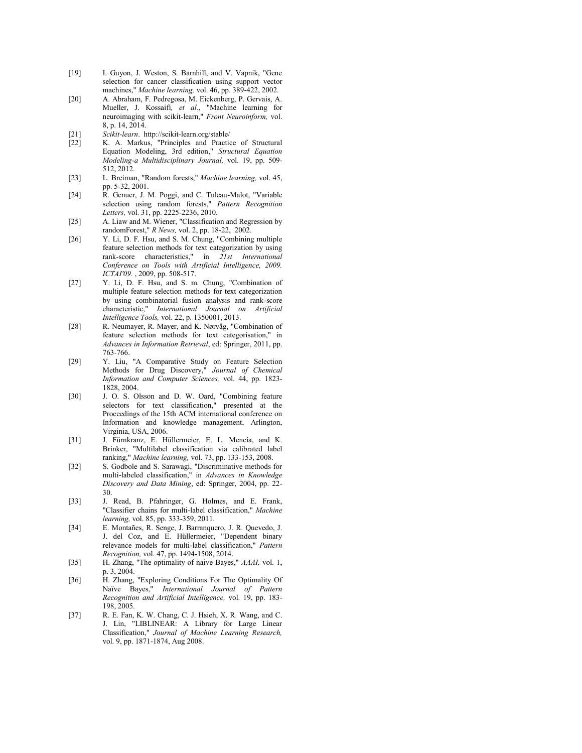[19] I. Guyon, J. Weston, S. Barnhill, and V. Vapnik, "Gene selection for cancer classification using support vector machines," *Machine learning,* vol. 46, pp. 389-422, 2002.

[20] A. Abraham, F. Pedregosa, M. Eickenberg, P. Gervais, A. Mueller, J. Kossaifi*, et al.*, "Machine learning for neuroimaging with scikit-learn," *Front Neuroinform,* vol. 8, p. 14, 2014.

[21] *Scikit-learn*. http://scikit-learn.org/stable/

[22] K. A. Markus, "Principles and Practice of Structural Equation Modeling, 3rd edition," *Structural Equation Modeling-a Multidisciplinary Journal,* vol. 19, pp. 509-512, 2012.

[23] L. Breiman, "Random forests," *Machine learning,* vol. 45, pp. 5-32, 2001.

[24] R. Genuer, J. M. Poggi, and C. Tuleau-Malot, "Variable selection using random forests," *Pattern Recognition Letters,* vol. 31, pp. 2225-2236, 2010.

[25] A. Liaw and M. Wiener, "Classification and Regression by randomForest," *R News,* vol. 2, pp. 18-22, 2002.

[26] Y. Li, D. F. Hsu, and S. M. Chung, "Combining multiple feature selection methods for text categorization by using rank-score characteristics," in *21st International Conference on Tools with Artificial Intelligence, 2009. ICTAI'09.* , 2009, pp. 508-517.

[27] Y. Li, D. F. Hsu, and S. m. Chung, "Combination of multiple feature selection methods for text categorization by using combinatorial fusion analysis and rank-score characteristic," *International Journal on Artificial Intelligence Tools,* vol. 22, p. 1350001, 2013.

[28] R. Neumayer, R. Mayer, and K. Nørvåg, "Combination of feature selection methods for text categorisation," in *Advances in Information Retrieval*, ed: Springer, 2011, pp. 763-766.

[29] Y. Liu, "A Comparative Study on Feature Selection Methods for Drug Discovery," *Journal of Chemical Information and Computer Sciences,* vol. 44, pp. 1823-1828, 2004.

[30] J. O. S. Olsson and D. W. Oard, "Combining feature selectors for text classification," presented at the Proceedings of the 15th ACM international conference on Information and knowledge management, Arlington, Virginia, USA, 2006.

[31] J. Fürnkranz, E. Hüllermeier, E. L. Mencía, and K. Brinker, "Multilabel classification via calibrated label ranking," *Machine learning,* vol. 73, pp. 133-153, 2008.

[32] S. Godbole and S. Sarawagi, "Discriminative methods for multi-labeled classification," in *Advances in Knowledge Discovery and Data Mining*, ed: Springer, 2004, pp. 22-30.

[33] J. Read, B. Pfahringer, G. Holmes, and E. Frank, "Classifier chains for multi-label classification," *Machine learning,* vol. 85, pp. 333-359, 2011.

[34] E. Montañes, R. Senge, J. Barranquero, J. R. Quevedo, J. J. del Coz, and E. Hüllermeier, "Dependent binary relevance models for multi-label classification," *Pattern Recognition,* vol. 47, pp. 1494-1508, 2014.

[35] H. Zhang, "The optimality of naive Bayes," *AAAI,* vol. 1, p. 3, 2004.

[36] H. Zhang, "Exploring Conditions For The Optimality Of Naïve Bayes," *International Journal of Pattern Recognition and Artificial Intelligence,* vol. 19, pp. 183-198, 2005.

[37] R. E. Fan, K. W. Chang, C. J. Hsieh, X. R. Wang, and C. J. Lin, "LIBLINEAR: A Library for Large Linear Classification," *Journal of Machine Learning Research,* vol. 9, pp. 1871-1874, Aug 2008.